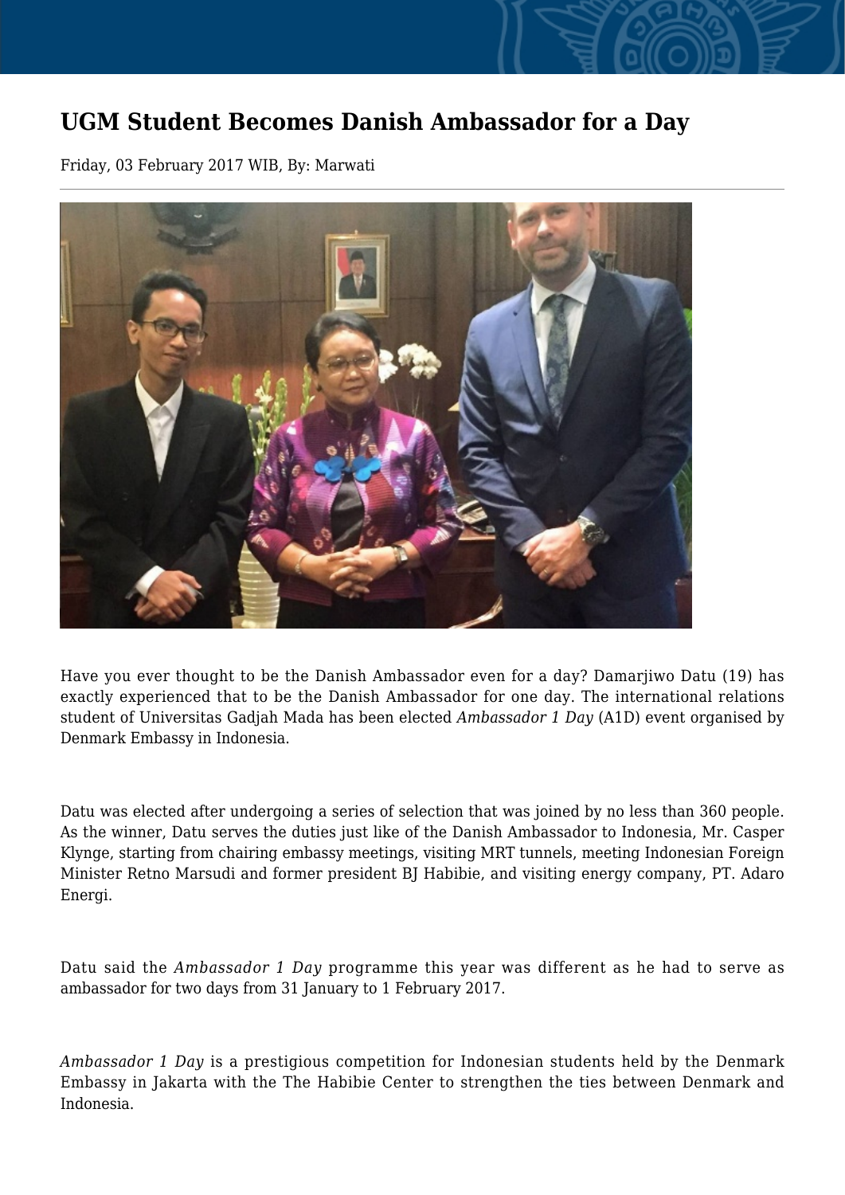# UGM Student Becomes Danish Ambassador for a Day

Friday, 03 February 2017 WIB, By: Marwati

---

Have you ever thought to be the Danish Ambassador even for a day? Damarjiwo Datu (19) has exactly experienced that to be the Danish Ambassador for one day. The international relations student of Universitas Gadjah Mada has been elected *Ambassador 1 Day* (A1D) event organised by Denmark Embassy in Indonesia.

Datu was elected after undergoing a series of selection that was joined by no less than 360 people. As the winner, Datu serves the duties just like of the Danish Ambassador to Indonesia, Mr. Casper Klynge, starting from chairing embassy meetings, visiting MRT tunnels, meeting Indonesian Foreign Minister Retno Marsudi and former president BJ Habibie, and visiting energy company, PT. Adaro Energi.

Datu said the *Ambassador 1 Day* programme this year was different as he had to serve as ambassador for two days from 31 January to 1 February 2017.

*Ambassador 1 Day* is a prestigious competition for Indonesian students held by the Denmark Embassy in Jakarta with the The Habibie Center to strengthen the ties between Denmark and Indonesia.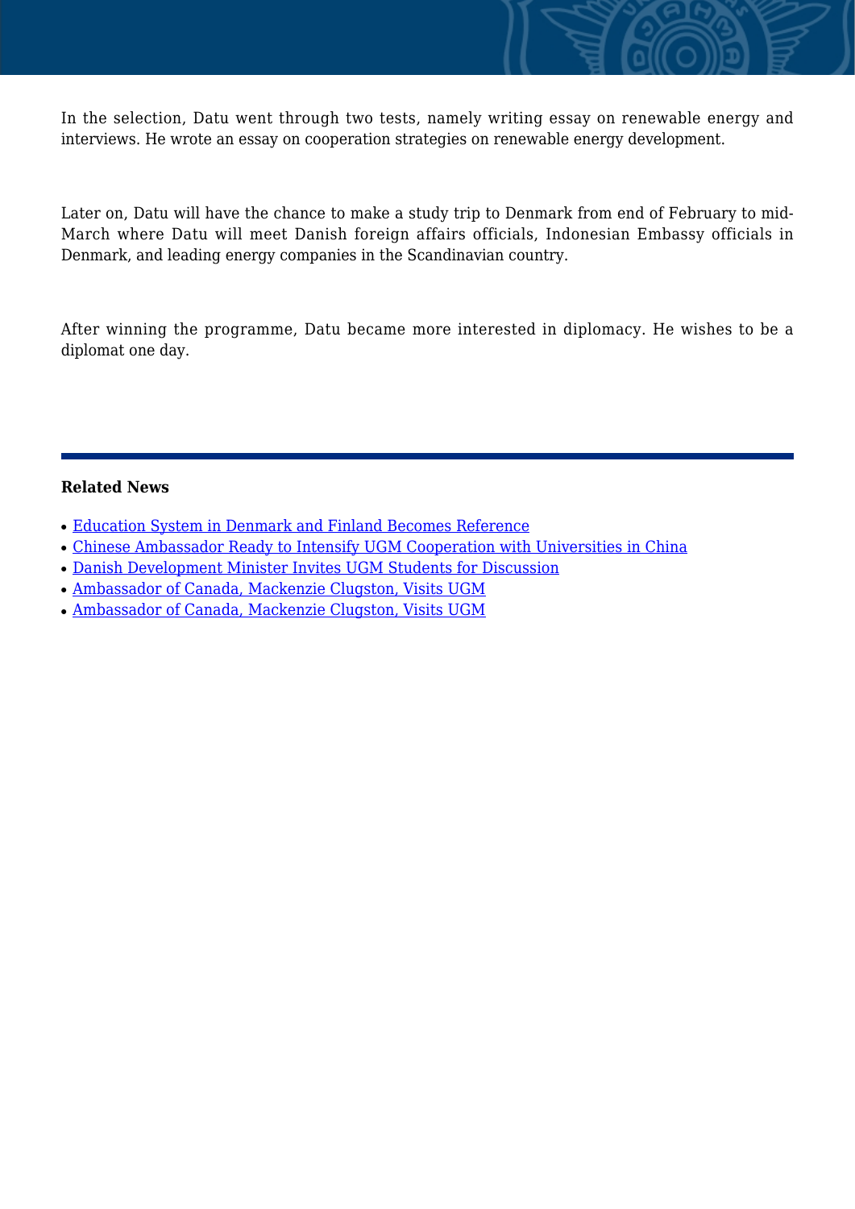In the selection, Datu went through two tests, namely writing essay on renewable energy and interviews. He wrote an essay on cooperation strategies on renewable energy development.

Later on, Datu will have the chance to make a study trip to Denmark from end of February to mid-March where Datu will meet Danish foreign affairs officials, Indonesian Embassy officials in Denmark, and leading energy companies in the Scandinavian country.

After winning the programme, Datu became more interested in diplomacy. He wishes to be a diplomat one day.

---

**Related News**

- Education System in Denmark and Finland Becomes Reference
- Chinese Ambassador Ready to Intensify UGM Cooperation with Universities in China
- Danish Development Minister Invites UGM Students for Discussion
- Ambassador of Canada, Mackenzie Clugston, Visits UGM
- Ambassador of Canada, Mackenzie Clugston, Visits UGM